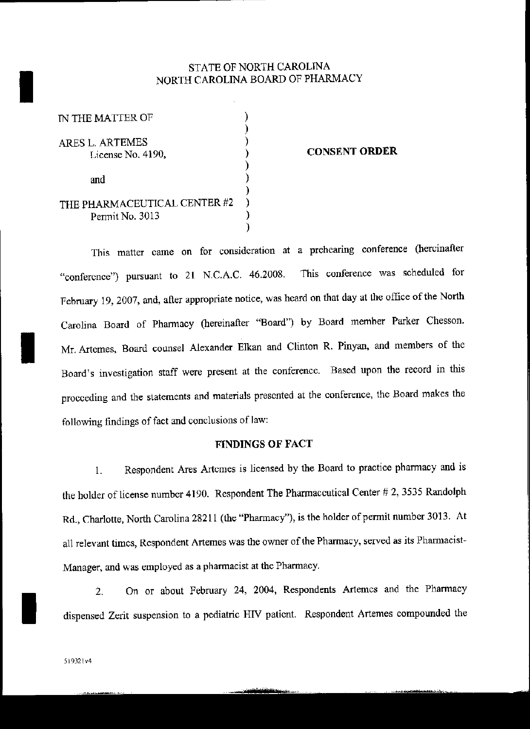STATE OF NORTH CAROLINA
NORTH CAROLINA BOARD OF PHARMACY

IN THE MATTER OF

ARES L. ARTEMES
License No. 4190,

and

THE PHARMACEUTICAL CENTER #2
Permit No. 3013

**CONSENT ORDER**

This matter came on for consideration at a prehearing conference (hereinafter "conference") pursuant to 21 N.C.A.C. 46.2008. This conference was scheduled for February 19, 2007, and, after appropriate notice, was heard on that day at the office of the North Carolina Board of Pharmacy (hereinafter "Board") by Board member Parker Chesson. Mr. Artemes, Board counsel Alexander Elkan and Clinton R. Pinyan, and members of the Board's investigation staff were present at the conference. Based upon the record in this proceeding and the statements and materials presented at the conference, the Board makes the following findings of fact and conclusions of law:

**FINDINGS OF FACT**

1. Respondent Ares Artemes is licensed by the Board to practice pharmacy and is the holder of license number 4190. Respondent The Pharmaceutical Center # 2, 3535 Randolph Rd., Charlotte, North Carolina 28211 (the "Pharmacy"), is the holder of permit number 3013. At all relevant times, Respondent Artemes was the owner of the Pharmacy, served as its Pharmacist-Manager, and was employed as a pharmacist at the Pharmacy.

2. On or about February 24, 2004, Respondents Artemes and the Pharmacy dispensed Zerit suspension to a pediatric HIV patient. Respondent Artemes compounded the

519321v4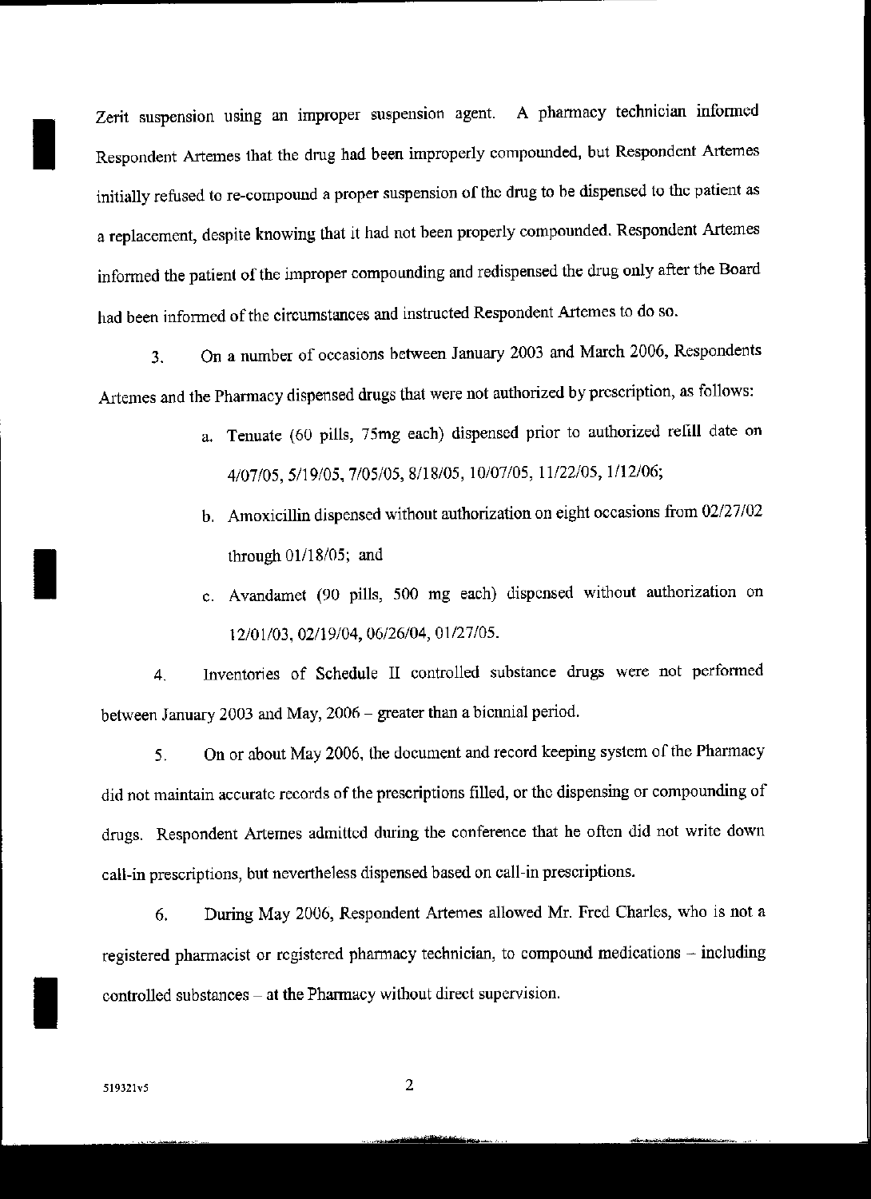Zerit suspension using an improper suspension agent. A pharmacy technician informed Respondent Artemes that the drug had been improperly compounded, but Respondent Artemes initially refused to re-compound a proper suspension of the drug to be dispensed to the patient as a replacement, despite knowing that it had not been properly compounded. Respondent Artemes informed the patient of the improper compounding and redispensed the drug only after the Board had been informed of the circumstances and instructed Respondent Artemes to do so.

3. On a number of occasions between January 2003 and March 2006, Respondents Artemes and the Pharmacy dispensed drugs that were not authorized by prescription, as follows:

   a. Tenuate (60 pills, 75mg each) dispensed prior to authorized refill date on 4/07/05, 5/19/05, 7/05/05, 8/18/05, 10/07/05, 11/22/05, 1/12/06;

   b. Amoxicillin dispensed without authorization on eight occasions from 02/27/02 through 01/18/05; and

   c. Avandamet (90 pills, 500 mg each) dispensed without authorization on 12/01/03, 02/19/04, 06/26/04, 01/27/05.

4. Inventories of Schedule II controlled substance drugs were not performed between January 2003 and May, 2006 – greater than a biennial period.

5. On or about May 2006, the document and record keeping system of the Pharmacy did not maintain accurate records of the prescriptions filled, or the dispensing or compounding of drugs. Respondent Artemes admitted during the conference that he often did not write down call-in prescriptions, but nevertheless dispensed based on call-in prescriptions.

6. During May 2006, Respondent Artemes allowed Mr. Fred Charles, who is not a registered pharmacist or registered pharmacy technician, to compound medications – including controlled substances – at the Pharmacy without direct supervision.

519321v5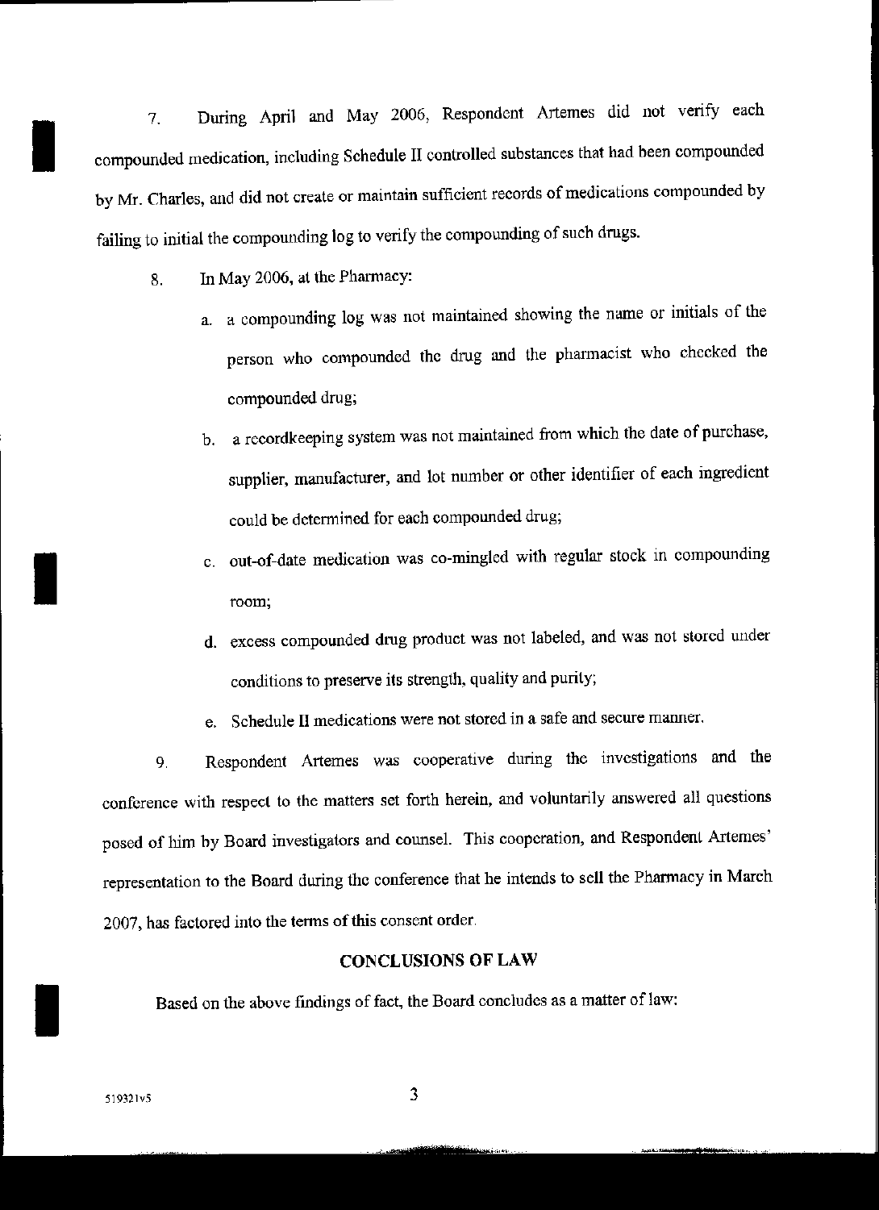7. During April and May 2006, Respondent Artemes did not verify each compounded medication, including Schedule II controlled substances that had been compounded by Mr. Charles, and did not create or maintain sufficient records of medications compounded by failing to initial the compounding log to verify the compounding of such drugs.

8. In May 2006, at the Pharmacy:

   a. a compounding log was not maintained showing the name or initials of the person who compounded the drug and the pharmacist who checked the compounded drug;

   b. a recordkeeping system was not maintained from which the date of purchase, supplier, manufacturer, and lot number or other identifier of each ingredient could be determined for each compounded drug;

   c. out-of-date medication was co-mingled with regular stock in compounding room;

   d. excess compounded drug product was not labeled, and was not stored under conditions to preserve its strength, quality and purity;

   e. Schedule II medications were not stored in a safe and secure manner.

9. Respondent Artemes was cooperative during the investigations and the conference with respect to the matters set forth herein, and voluntarily answered all questions posed of him by Board investigators and counsel. This cooperation, and Respondent Artemes' representation to the Board during the conference that he intends to sell the Pharmacy in March 2007, has factored into the terms of this consent order.

## CONCLUSIONS OF LAW

Based on the above findings of fact, the Board concludes as a matter of law:

519321v5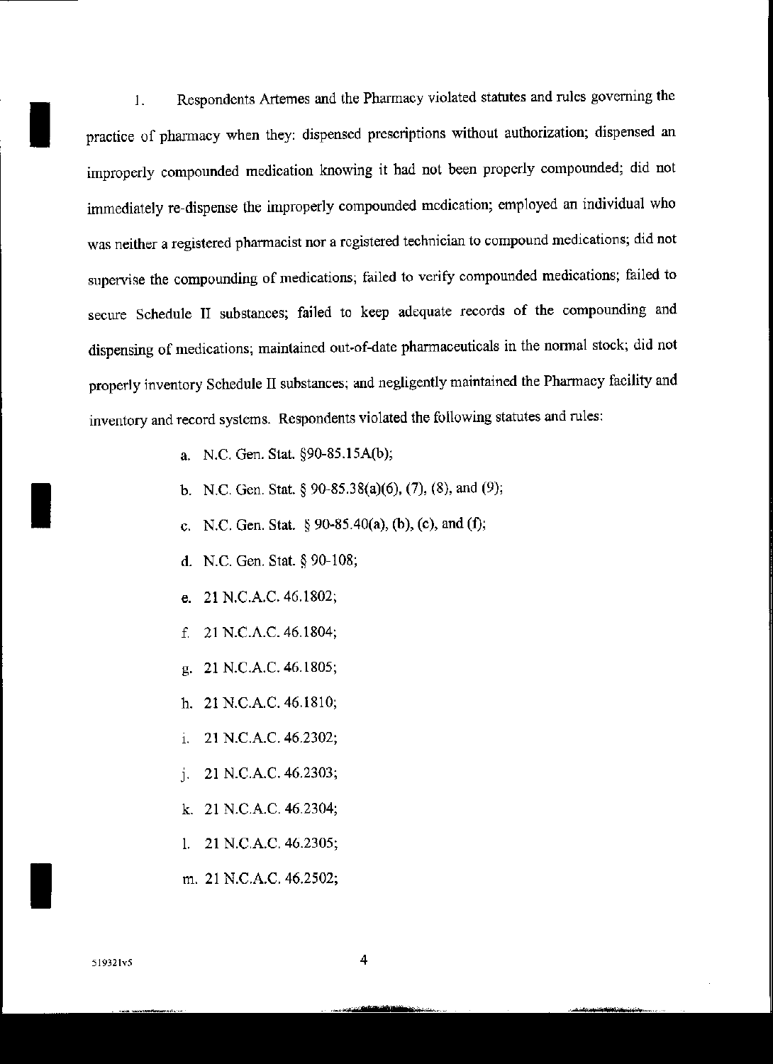1. Respondents Artemes and the Pharmacy violated statutes and rules governing the practice of pharmacy when they: dispensed prescriptions without authorization; dispensed an improperly compounded medication knowing it had not been properly compounded; did not immediately re-dispense the improperly compounded medication; employed an individual who was neither a registered pharmacist nor a registered technician to compound medications; did not supervise the compounding of medications; failed to verify compounded medications; failed to secure Schedule II substances; failed to keep adequate records of the compounding and dispensing of medications; maintained out-of-date pharmaceuticals in the normal stock; did not properly inventory Schedule II substances; and negligently maintained the Pharmacy facility and inventory and record systems. Respondents violated the following statutes and rules:

   a. N.C. Gen. Stat. §90-85.15A(b);

   b. N.C. Gen. Stat. § 90-85.38(a)(6), (7), (8), and (9);

   c. N.C. Gen. Stat. § 90-85.40(a), (b), (c), and (f);

   d. N.C. Gen. Stat. § 90-108;

   e. 21 N.C.A.C. 46.1802;

   f. 21 N.C.A.C. 46.1804;

   g. 21 N.C.A.C. 46.1805;

   h. 21 N.C.A.C. 46.1810;

   i. 21 N.C.A.C. 46.2302;

   j. 21 N.C.A.C. 46.2303;

   k. 21 N.C.A.C. 46.2304;

   l. 21 N.C.A.C. 46.2305;

   m. 21 N.C.A.C. 46.2502;

519321v5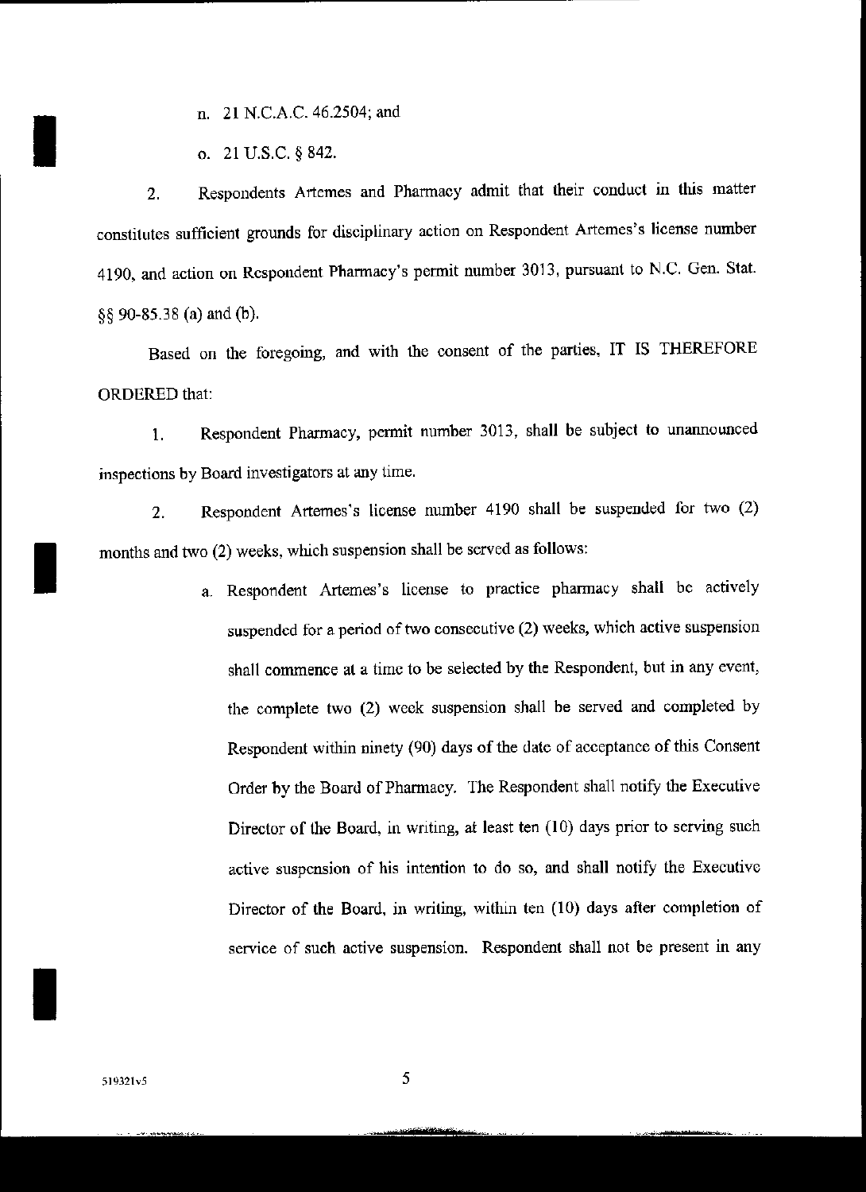n. 21 N.C.A.C. 46.2504; and

o. 21 U.S.C. § 842.

2. Respondents Artemes and Pharmacy admit that their conduct in this matter constitutes sufficient grounds for disciplinary action on Respondent Artemes's license number 4190, and action on Respondent Pharmacy's permit number 3013, pursuant to N.C. Gen. Stat. §§ 90-85.38 (a) and (b).

Based on the foregoing, and with the consent of the parties, IT IS THEREFORE ORDERED that:

1. Respondent Pharmacy, permit number 3013, shall be subject to unannounced inspections by Board investigators at any time.

2. Respondent Artemes's license number 4190 shall be suspended for two (2) months and two (2) weeks, which suspension shall be served as follows:

   a. Respondent Artemes's license to practice pharmacy shall be actively suspended for a period of two consecutive (2) weeks, which active suspension shall commence at a time to be selected by the Respondent, but in any event, the complete two (2) week suspension shall be served and completed by Respondent within ninety (90) days of the date of acceptance of this Consent Order by the Board of Pharmacy. The Respondent shall notify the Executive Director of the Board, in writing, at least ten (10) days prior to serving such active suspension of his intention to do so, and shall notify the Executive Director of the Board, in writing, within ten (10) days after completion of service of such active suspension. Respondent shall not be present in any

519321v5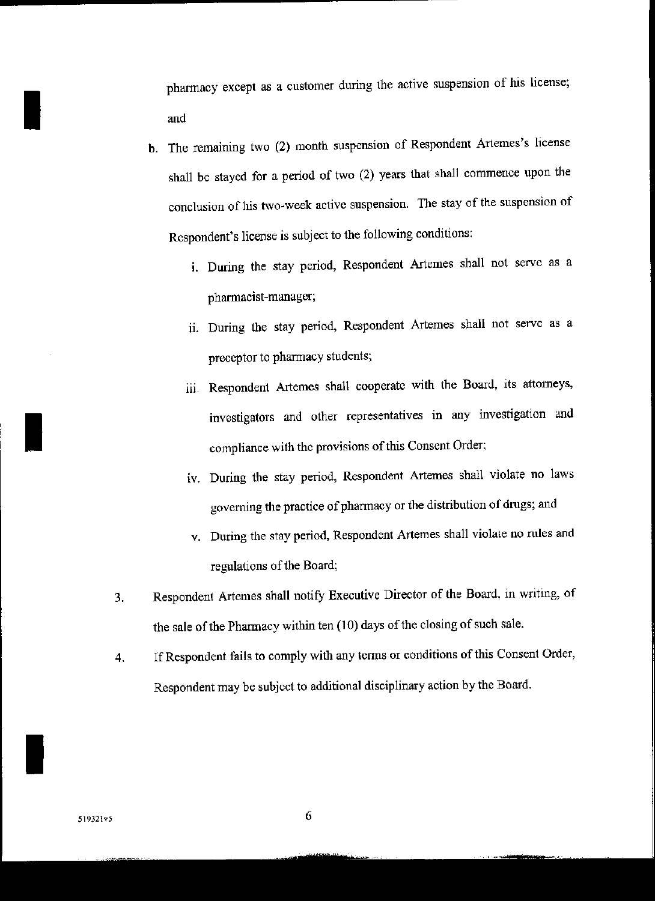pharmacy except as a customer during the active suspension of his license; and

b. The remaining two (2) month suspension of Respondent Artemes's license shall be stayed for a period of two (2) years that shall commence upon the conclusion of his two-week active suspension. The stay of the suspension of Respondent's license is subject to the following conditions:

   i. During the stay period, Respondent Artemes shall not serve as a pharmacist-manager;

   ii. During the stay period, Respondent Artemes shall not serve as a preceptor to pharmacy students;

   iii. Respondent Artemes shall cooperate with the Board, its attorneys, investigators and other representatives in any investigation and compliance with the provisions of this Consent Order;

   iv. During the stay period, Respondent Artemes shall violate no laws governing the practice of pharmacy or the distribution of drugs; and

   v. During the stay period, Respondent Artemes shall violate no rules and regulations of the Board;

3. Respondent Artemes shall notify Executive Director of the Board, in writing, of the sale of the Pharmacy within ten (10) days of the closing of such sale.

4. If Respondent fails to comply with any terms or conditions of this Consent Order, Respondent may be subject to additional disciplinary action by the Board.

519321v5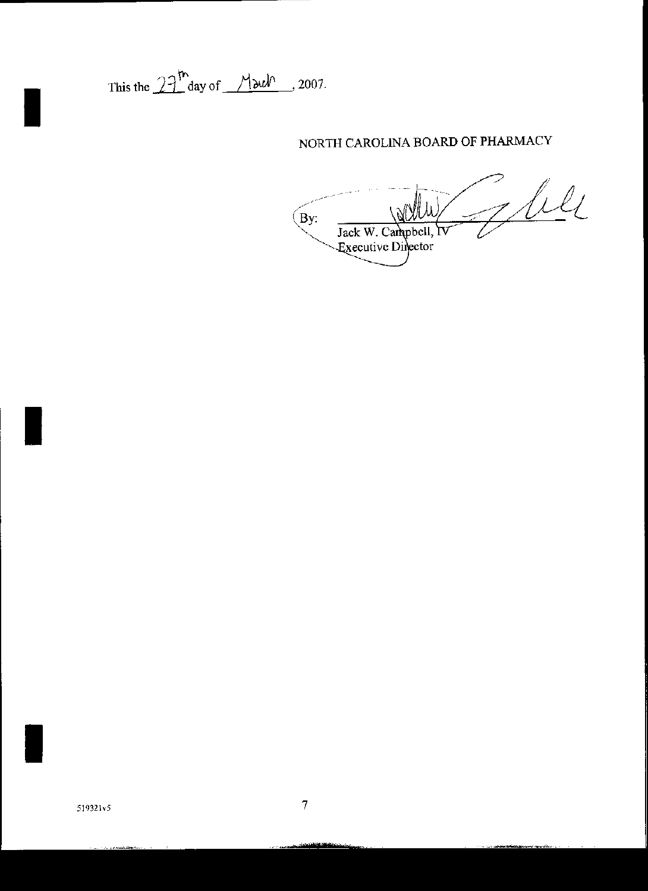This the 27th day of March, 2007.

NORTH CAROLINA BOARD OF PHARMACY

By: ______________________
Jack W. Campbell, IV
Executive Director

519321v5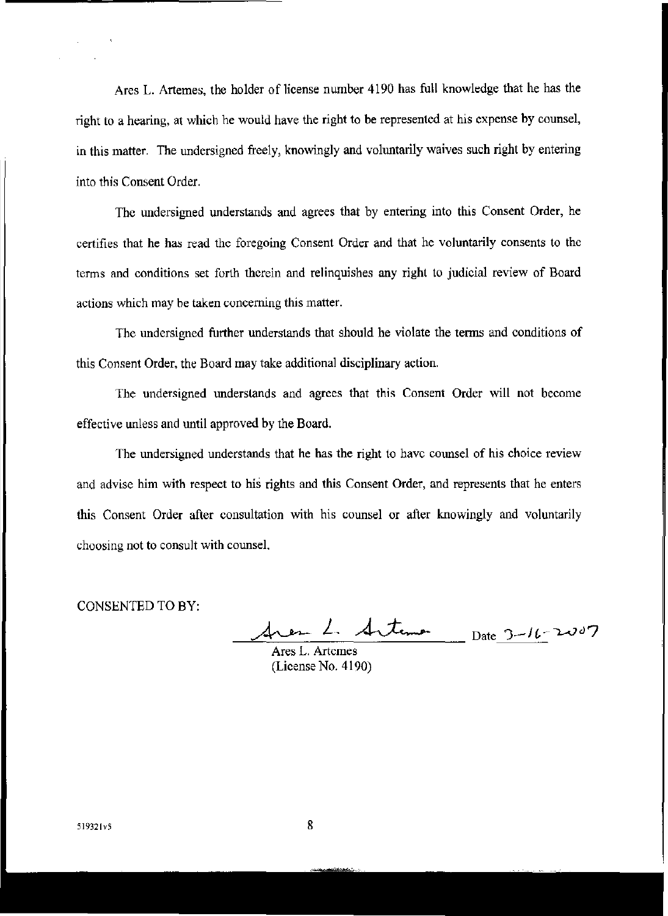Ares L. Artemes, the holder of license number 4190 has full knowledge that he has the right to a hearing, at which he would have the right to be represented at his expense by counsel, in this matter. The undersigned freely, knowingly and voluntarily waives such right by entering into this Consent Order.

The undersigned understands and agrees that by entering into this Consent Order, he certifies that he has read the foregoing Consent Order and that he voluntarily consents to the terms and conditions set forth therein and relinquishes any right to judicial review of Board actions which may be taken concerning this matter.

The undersigned further understands that should he violate the terms and conditions of this Consent Order, the Board may take additional disciplinary action.

The undersigned understands and agrees that this Consent Order will not become effective unless and until approved by the Board.

The undersigned understands that he has the right to have counsel of his choice review and advise him with respect to his rights and this Consent Order, and represents that he enters this Consent Order after consultation with his counsel or after knowingly and voluntarily choosing not to consult with counsel.

CONSENTED TO BY:

Ares L. Artemes Date 3-16-2007

Ares L. Artemes
(License No. 4190)

519321v5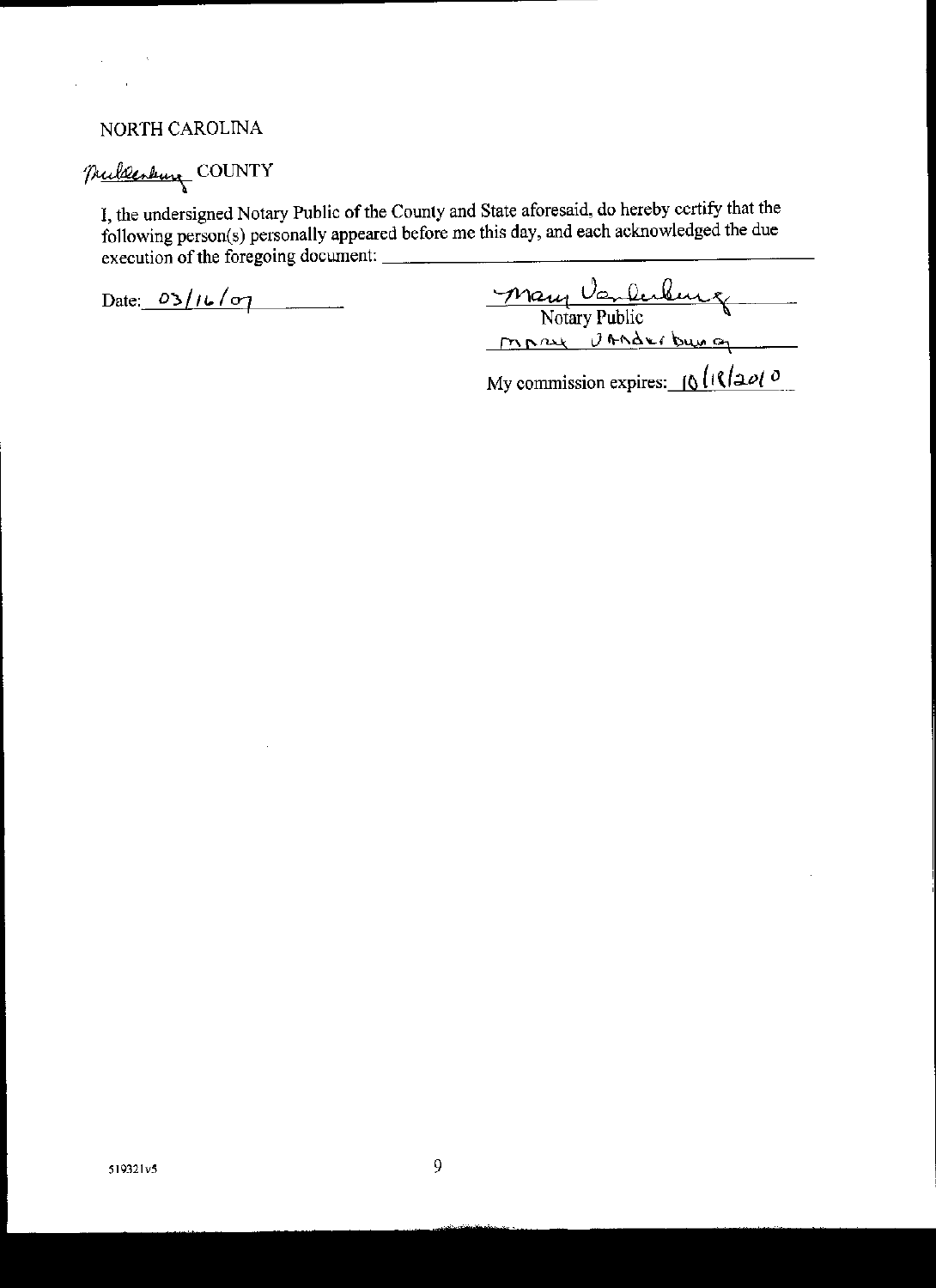NORTH CAROLINA

Mecklenburg COUNTY

I, the undersigned Notary Public of the County and State aforesaid, do hereby certify that the following person(s) personally appeared before me this day, and each acknowledged the due execution of the foregoing document: \_\_\_\_\_\_\_\_\_\_\_\_\_\_\_\_\_\_\_\_\_\_\_\_\_\_\_\_\_\_\_\_\_\_

Date: 03/16/07

Mary Vanderburg
Notary Public
MARY VANDERBURG

My commission expires: 10/18/2010

519321v5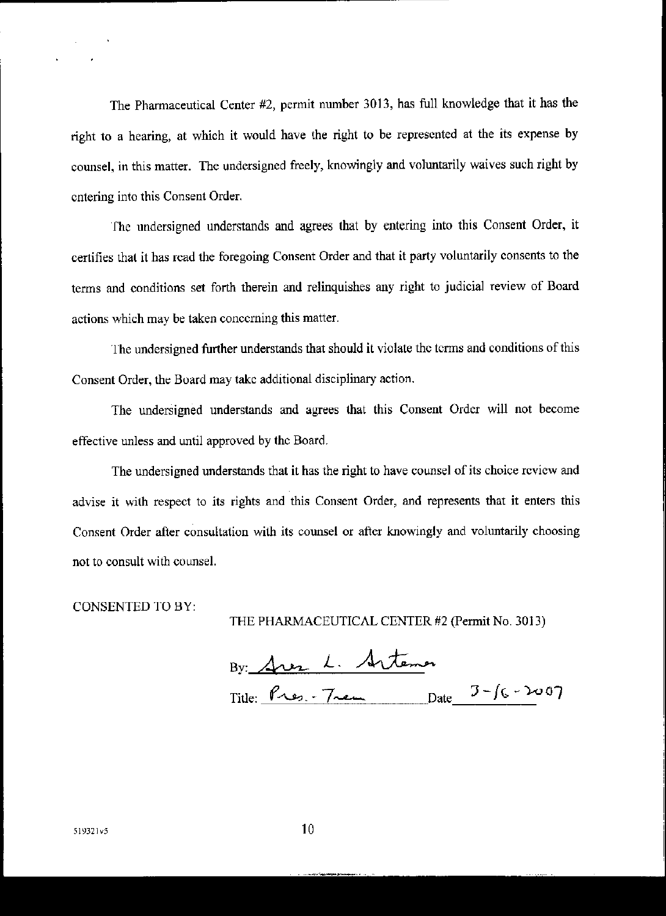The Pharmaceutical Center #2, permit number 3013, has full knowledge that it has the right to a hearing, at which it would have the right to be represented at the its expense by counsel, in this matter. The undersigned freely, knowingly and voluntarily waives such right by entering into this Consent Order.

The undersigned understands and agrees that by entering into this Consent Order, it certifies that it has read the foregoing Consent Order and that it party voluntarily consents to the terms and conditions set forth therein and relinquishes any right to judicial review of Board actions which may be taken concerning this matter.

The undersigned further understands that should it violate the terms and conditions of this Consent Order, the Board may take additional disciplinary action.

The undersigned understands and agrees that this Consent Order will not become effective unless and until approved by the Board.

The undersigned understands that it has the right to have counsel of its choice review and advise it with respect to its rights and this Consent Order, and represents that it enters this Consent Order after consultation with its counsel or after knowingly and voluntarily choosing not to consult with counsel.

CONSENTED TO BY:

THE PHARMACEUTICAL CENTER #2 (Permit No. 3013)

By: Ares L. Artemer

Title: Pres. - Treas. Date 3-16-2007

519321v5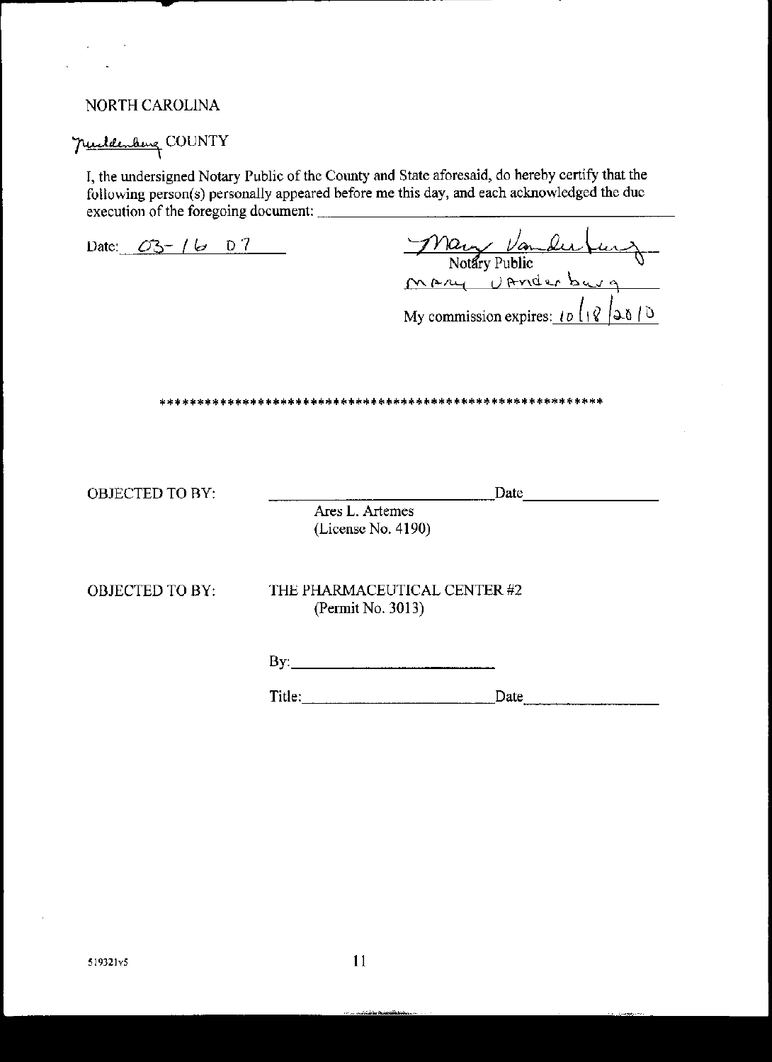NORTH CAROLINA

Mecklenburg COUNTY

I, the undersigned Notary Public of the County and State aforesaid, do hereby certify that the following person(s) personally appeared before me this day, and each acknowledged the due execution of the foregoing document: ______________________________

Date: 03-16 07

Mary Vanderburg
Notary Public
Mary Vanderburg
My commission expires: 10/18/2010

*************************************************************

OBJECTED TO BY: ____________________ Date __________
Ares L. Artemes
(License No. 4190)

OBJECTED TO BY: THE PHARMACEUTICAL CENTER #2
(Permit No. 3013)

By: ____________________

Title: ____________________ Date __________

519321v5